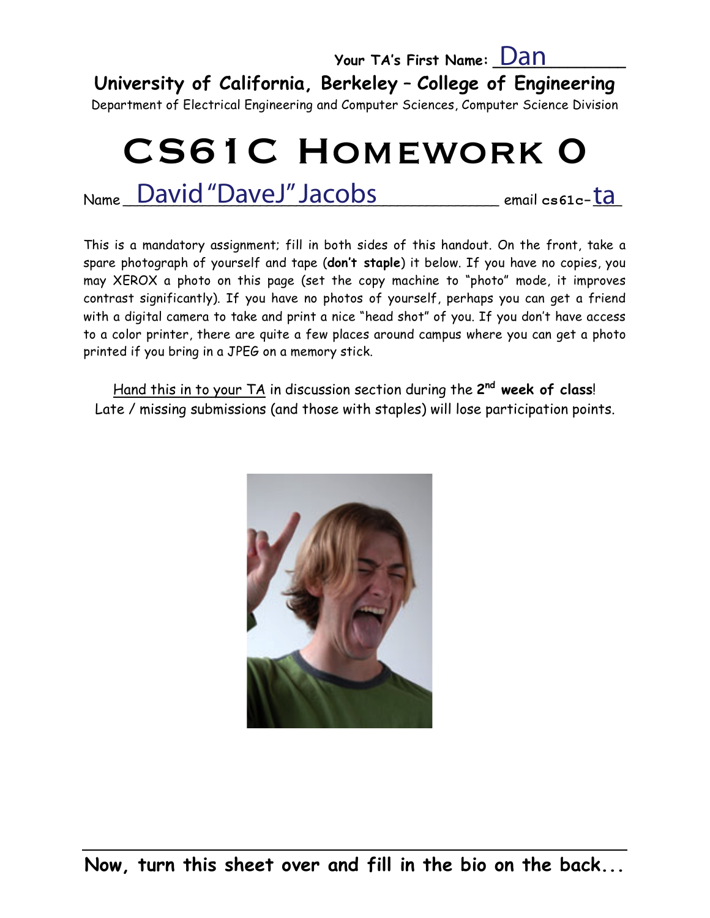**Your TA's First Name:** Dan

**University of California, Berkeley – College of Engineering**

Department of Electrical Engineering and Computer Sciences, Computer Science Division

# CS61C Homework 0

Name David "DaveJ" Jacobs email **cs61c-**ta

This is a mandatory assignment; fill in both sides of this handout. On the front, take a spare photograph of yourself and tape (**don't staple**) it below. If you have no copies, you may XEROX a photo on this page (set the copy machine to "photo" mode, it improves contrast significantly). If you have no photos of yourself, perhaps you can get a friend with a digital camera to take and print a nice "head shot" of you. If you don't have access to a color printer, there are quite a few places around campus where you can get a photo printed if you bring in a JPEG on a memory stick.

Hand this in to your TA in discussion section during the **2nd week of class**! Late / missing submissions (and those with staples) will lose participation points.

**Now, turn this sheet over and fill in the bio on the back...**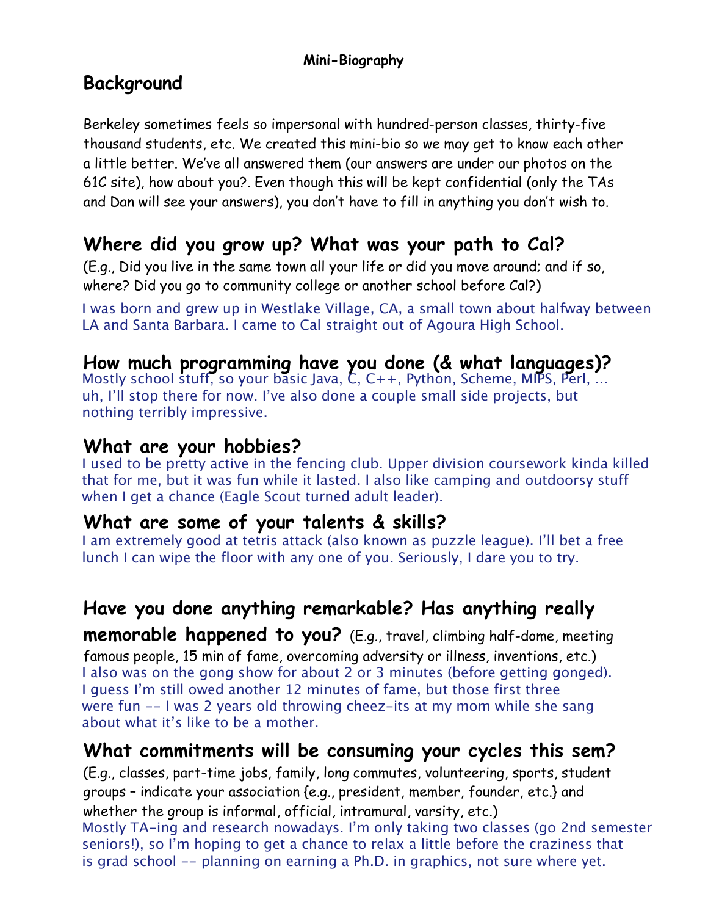**Mini-Biography**

## Background

Berkeley sometimes feels so impersonal with hundred-person classes, thirty-five thousand students, etc. We created this mini-bio so we may get to know each other a little better. We've all answered them (our answers are under our photos on the 61C site), how about you?. Even though this will be kept confidential (only the TAs and Dan will see your answers), you don't have to fill in anything you don't wish to.

## Where did you grow up? What was your path to Cal?

(E.g., Did you live in the same town all your life or did you move around; and if so, where? Did you go to community college or another school before Cal?)

I was born and grew up in Westlake Village, CA, a small town about halfway between LA and Santa Barbara. I came to Cal straight out of Agoura High School.

## How much programming have you done (& what languages)?

Mostly school stuff, so your basic Java, C, C++, Python, Scheme, MIPS, Perl, ... uh, I'll stop there for now. I've also done a couple small side projects, but nothing terribly impressive.

## What are your hobbies?

I used to be pretty active in the fencing club. Upper division coursework kinda killed that for me, but it was fun while it lasted. I also like camping and outdoorsy stuff when I get a chance (Eagle Scout turned adult leader).

## What are some of your talents & skills?

I am extremely good at tetris attack (also known as puzzle league). I'll bet a free lunch I can wipe the floor with any one of you. Seriously, I dare you to try.

## Have you done anything remarkable? Has anything really memorable happened to you?

(E.g., travel, climbing half-dome, meeting famous people, 15 min of fame, overcoming adversity or illness, inventions, etc.)

I also was on the gong show for about 2 or 3 minutes (before getting gonged). I guess I'm still owed another 12 minutes of fame, but those first three were fun -- I was 2 years old throwing cheez-its at my mom while she sang about what it's like to be a mother.

## What commitments will be consuming your cycles this sem?

(E.g., classes, part-time jobs, family, long commutes, volunteering, sports, student groups – indicate your association {e.g., president, member, founder, etc.} and whether the group is informal, official, intramural, varsity, etc.)

Mostly TA-ing and research nowadays. I'm only taking two classes (go 2nd semester seniors!), so I'm hoping to get a chance to relax a little before the craziness that is grad school -- planning on earning a Ph.D. in graphics, not sure where yet.